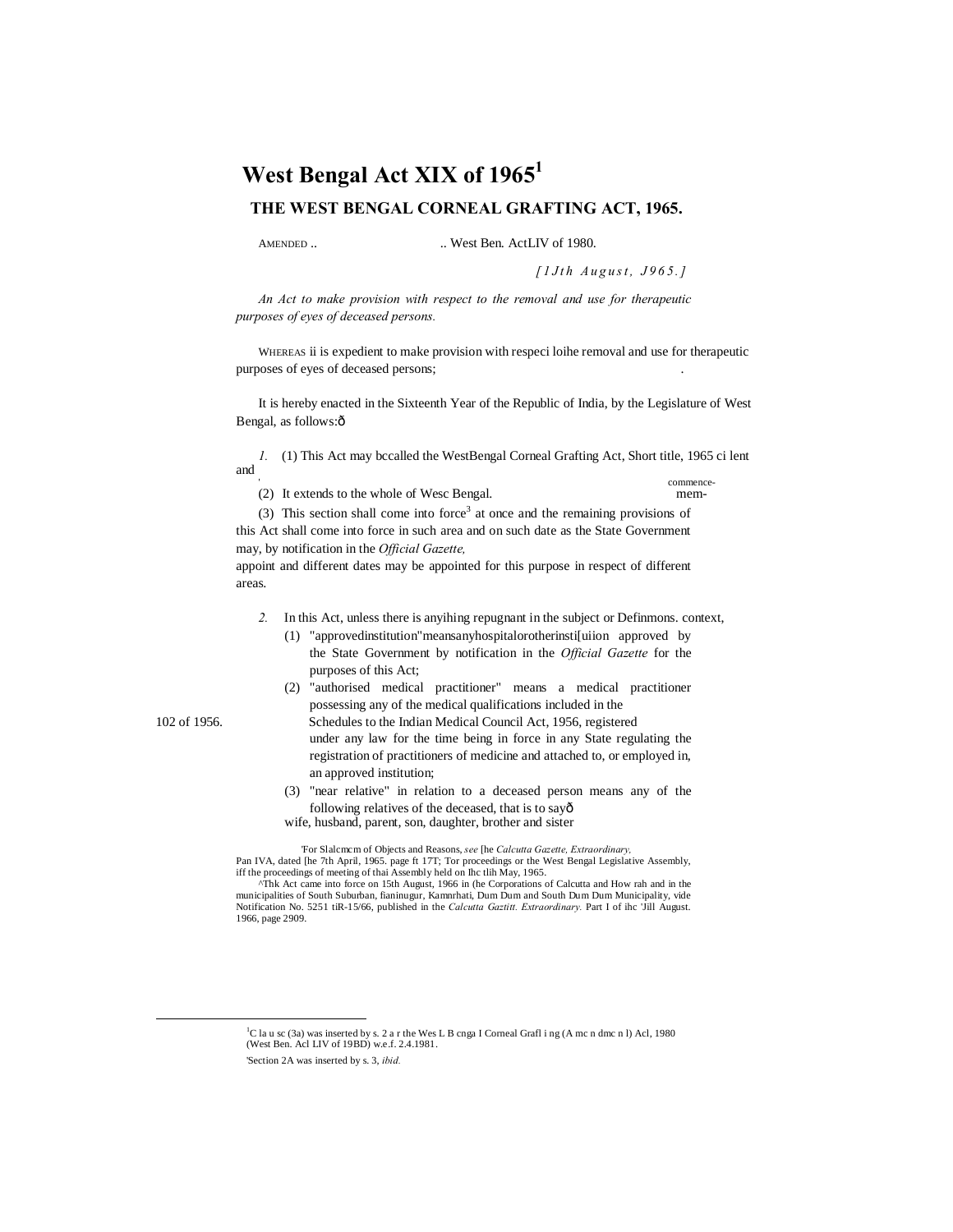# West Bengal Act XIX of 1965[1]

## THE WEST BENGAL CORNEAL GRAFTING ACT, 1965.

AMENDED .. .. West Ben. ActLIV of 1980.

*[1Jth August, J965.]*

*An Act to make provision with respect to the removal and use for therapeutic purposes of eyes of deceased persons.*

WHEREAS ii is expedient to make provision with respeci loihe removal and use for therapeutic purposes of eyes of deceased persons; .

It is hereby enacted in the Sixteenth Year of the Republic of India, by the Legislature of West Bengal, as follows:ô

Short title, extent and commencement.

*1.* (1) This Act may bccalled the WestBengal Corneal Grafting Act, 1965.

(2) It extends to the whole of Wesc Bengal.

(3) This section shall come into force[3] at once and the remaining provisions of this Act shall come into force in such area and on such date as the State Government may, by notification in the *Official Gazette,* appoint and different dates may be appointed for this purpose in respect of different areas.

Definmons.

*2.* In this Act, unless there is anyihing repugnant in the subject or context,

(1) "approvedinstitution"meansanyhospitalorotherinsti[uiion approved by the State Government by notification in the *Official Gazette* for the purposes of this Act;

(2) "authorised medical practitioner" means a medical practitioner possessing any of the medical qualifications included in the Schedules to the Indian Medical Council Act, 1956, registered under any law for the time being in force in any State regulating the registration of practitioners of medicine and attached to, or employed in, an approved institution;

102 of 1956.

(3) "near relative" in relation to a deceased person means any of the following relatives of the deceased, that is to sayô wife, husband, parent, son, daughter, brother and sister

'For Slalcmcm of Objects and Reasons, *see* [he *Calcutta Gazette, Extraordinary,* Pan IVA, dated [he 7th April, 1965. page ft 17T; Tor proceedings or the West Bengal Legislative Assembly, iff the proceedings of meeting of thai Assembly held on Ihc tlih May, 1965.

^Thk Act came into force on 15th August, 1966 in (he Corporations of Calcutta and How rah and in the municipalities of South Suburban, fianinugur, Kamnrhati, Dum Dum and South Dum Dum Municipality, vide Notification No. 5251 tiR-15/66, published in the *Calcutta Gaztitt. Extraordinary.* Part I of ihc 'Jill August. 1966, page 2909.

[1]C la u sc (3a) was inserted by s. 2 a r the Wes L B cnga I Corneal Grafl i ng (A mc n dmc n l) Acl, 1980 (West Ben. Acl LIV of 19BD) w.e.f. 2.4.1981.

'Section 2A was inserted by s. 3, *ibid.*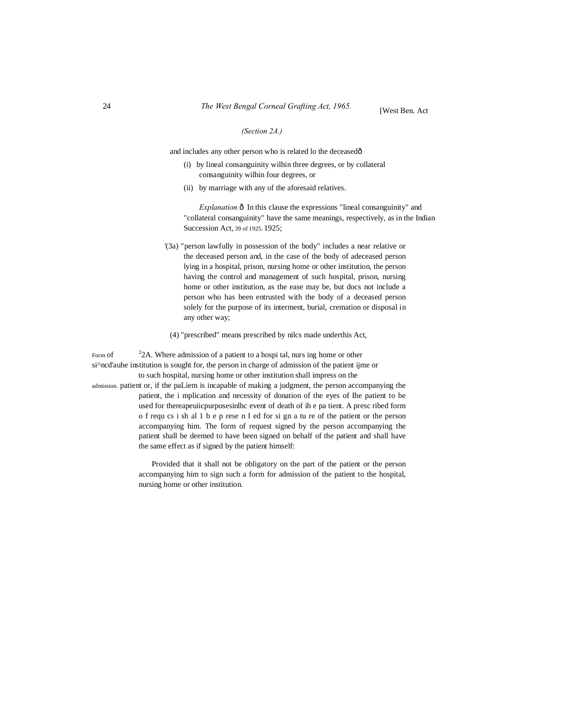*(Section 2A.)*

and includes any other person who is related lo the deceasedô

(i) by lineal consanguinity wilhin three degrees, or by collateral consanguinity wilhin four degrees, or

(ii) by marriage with any of the aforesaid relatives.

*Explanation.*ô In this clause the expressions "lineal consanguinity" and "collateral consanguinity" have the same meanings, respectively, as in the Indian Succession Act, 39 of 1925. 1925;

'(3a) "person lawfully in possession of the body" includes a near relative or the deceased person and, in the case of the body of adeceased person lying in a hospital, prison, nursing home or other institution, the person having the control and management of such hospital, prison, nursing home or other institution, as the ease may be, but docs not include a person who has been entrusted with the body of a deceased person solely for the purpose of its interment, burial, cremation or disposal in any other way;

(4) "prescribed" means prescribed by nilcs made underthis Act,

Form of si^ncd'auhe ijme or admission.

[2]2A. Where admission of a patient to a hospi tal, nurs ing home or other institution is sought for, the person in charge of admission of the patient to such hospital, nursing home or other institution shall impress on the patient or, if the paLiem is incapable of making a judgment, the person accompanying the patient, the i mplication and necessity of donation of the eyes of Ihe patient to be used for thereapeuiicpurposesinlhc event of death of ih e pa tient. A presc ribed form o f requ cs i sh al 1 b e p rese n I ed for si gn a tu re of the patient or the person accompanying him. The form of request signed by the person accompanying the patient shall be deemed to have been signed on behalf of the patient and shall have the same effect as if signed by the patient himself:

Provided that it shall not be obligatory on the part of the patient or the person accompanying him to sign such a form for admission of the patient to the hospital, nursing home or other institution.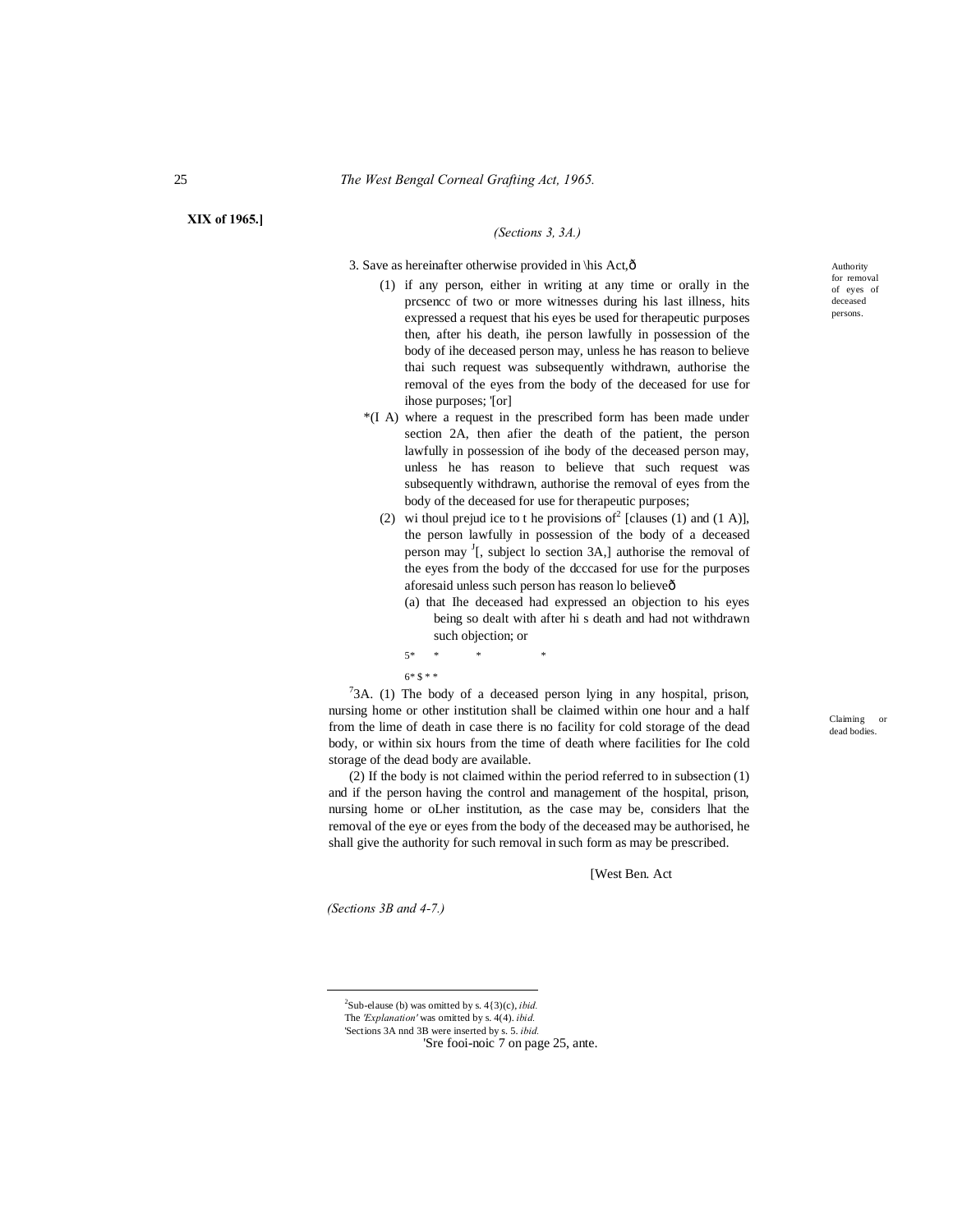**XIX of 1965.]**

*(Sections 3, 3A.)*

Authority for removal of eyes of deceased persons.

3. Save as hereinafter otherwise provided in \his Act,ô

(1) if any person, either in writing at any time or orally in the prcsencc of two or more witnesses during his last illness, hits expressed a request that his eyes be used for therapeutic purposes then, after his death, ihe person lawfully in possession of the body of ihe deceased person may, unless he has reason to believe thai such request was subsequently withdrawn, authorise the removal of the eyes from the body of the deceased for use for ihose purposes; '[or]

*(I A) where a request in the prescribed form has been made under section 2A, then afier the death of the patient, the person lawfully in possession of ihe body of the deceased person may, unless he has reason to believe that such request was subsequently withdrawn, authorise the removal of eyes from the body of the deceased for use for therapeutic purposes;

(2) wi thoul prejud ice to t he provisions of[2] [clauses (1) and (1 A)], the person lawfully in possession of the body of a deceased person may [J][, subject lo section 3A,] authorise the removal of the eyes from the body of the dcccased for use for the purposes aforesaid unless such person has reason lo believeô

(a) that Ihe deceased had expressed an objection to his eyes being so dealt with after hi s death and had not withdrawn such objection; or

5* * * *

6* $ * *

Claiming or dead bodies.

[7]3A. (1) The body of a deceased person lying in any hospital, prison, nursing home or other institution shall be claimed within one hour and a half from the lime of death in case there is no facility for cold storage of the dead body, or within six hours from the time of death where facilities for Ihe cold storage of the dead body are available.

(2) If the body is not claimed within the period referred to in subsection (1) and if the person having the control and management of the hospital, prison, nursing home or oLher institution, as the case may be, considers lhat the removal of the eye or eyes from the body of the deceased may be authorised, he shall give the authority for such removal in such form as may be prescribed.

[West Ben. Act

*(Sections 3B and 4-7.)*

---

[2]Sub-elause (b) was omitted by s. 4{3)(c), *ibid.*
The *'Explanation'* was omitted by s. 4(4). *ibid.*
'Sections 3A nnd 3B were inserted by s. 5. *ibid.*
'Sre fooi-noic 7 on page 25, ante.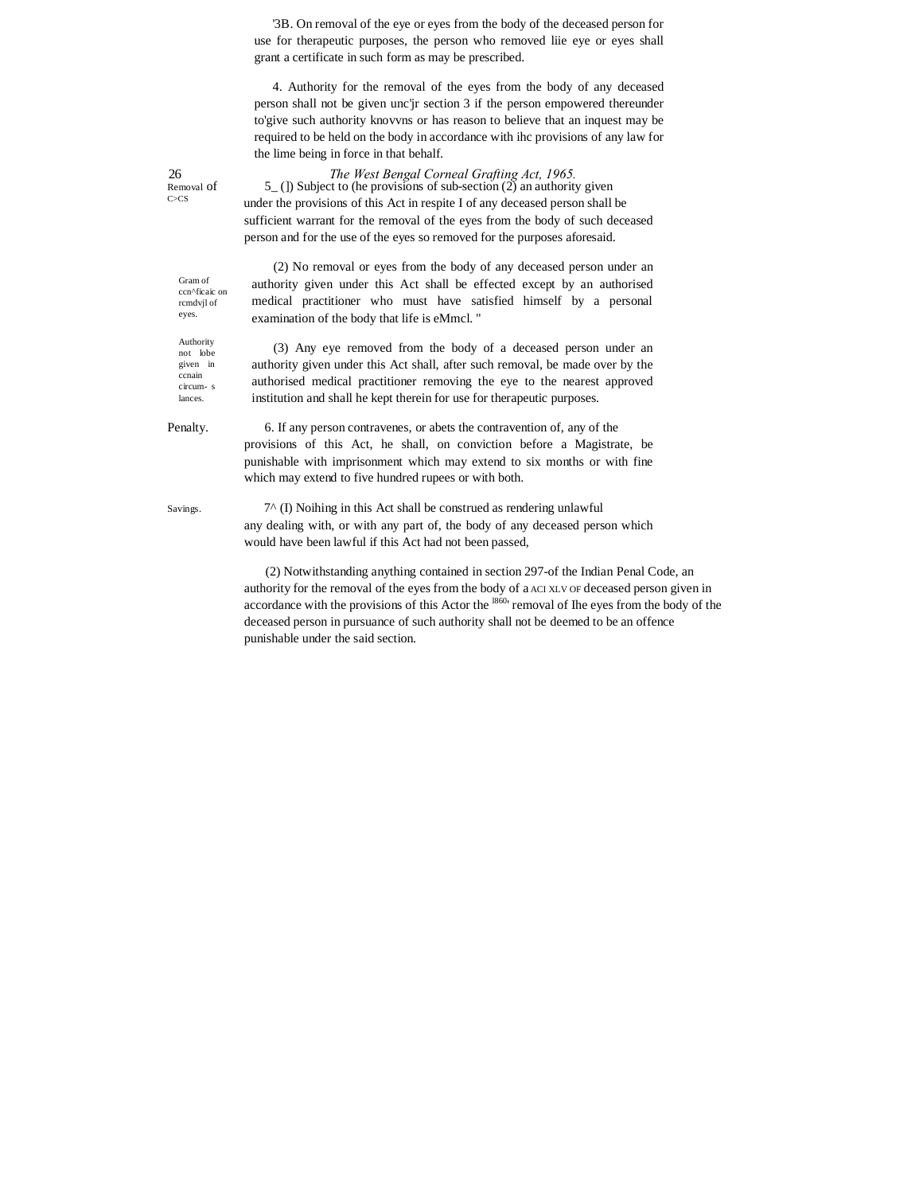'3B. On removal of the eye or eyes from the body of the deceased person for use for therapeutic purposes, the person who removed liie eye or eyes shall grant a certificate in such form as may be prescribed.

4. Authority for the removal of the eyes from the body of any deceased person shall not be given unc'jr section 3 if the person empowered thereunder to'give such authority knovvns or has reason to believe that an inquest may be required to be held on the body in accordance with ihc provisions of any law for the lime being in force in that behalf.

*The West Bengal Corneal Grafting Act, 1965.*

Removal of C>CS

5_ (]) Subject to (he provisions of sub-section (2) an authority given under the provisions of this Act in respite I of any deceased person shall be sufficient warrant for the removal of the eyes from the body of such deceased person and for the use of the eyes so removed for the purposes aforesaid.

Gram of ccn^ficaic on rcmdvjl of eyes.

(2) No removal or eyes from the body of any deceased person under an authority given under this Act shall be effected except by an authorised medical practitioner who must have satisfied himself by a personal examination of the body that life is eMmcl. "

Authority not lobe given in ccnain circum- s lances.

(3) Any eye removed from the body of a deceased person under an authority given under this Act shall, after such removal, be made over by the authorised medical practitioner removing the eye to the nearest approved institution and shall he kept therein for use for therapeutic purposes.

Penalty.

6. If any person contravenes, or abets the contravention of, any of the provisions of this Act, he shall, on conviction before a Magistrate, be punishable with imprisonment which may extend to six months or with fine which may extend to five hundred rupees or with both.

Savings.

7^ (I) Noihing in this Act shall be construed as rendering unlawful any dealing with, or with any part of, the body of any deceased person which would have been lawful if this Act had not been passed,

(2) Notwithstanding anything contained in section 297-of the Indian Penal Code, an authority for the removal of the eyes from the body of a ACI XLV OF deceased person given in accordance with the provisions of this Actor the l860, removal of Ihe eyes from the body of the deceased person in pursuance of such authority shall not be deemed to be an offence punishable under the said section.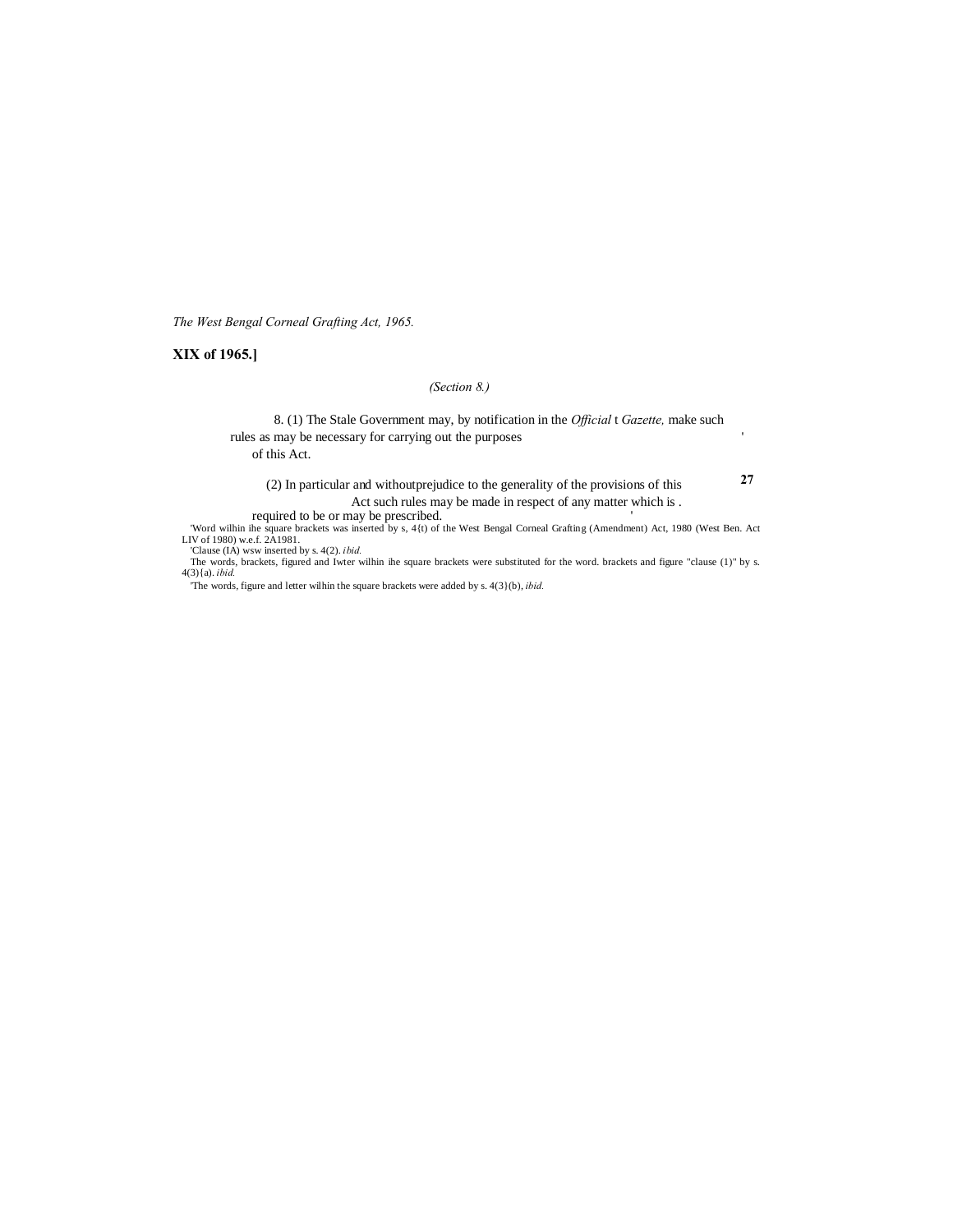*The West Bengal Corneal Grafting Act, 1965.*

**XIX of 1965.]**

*(Section 8.)*

8. (1) The Stale Government may, by notification in the *Official* t *Gazette,* make such rules as may be necessary for carrying out the purposes of this Act.

(2) In particular and withoutprejudice to the generality of the provisions of this Act such rules may be made in respect of any matter which is . required to be or may be prescribed.

'Word wilhin ihe square brackets was inserted by s, 4{t) of the West Bengal Corneal Grafting (Amendment) Act, 1980 (West Ben. Act LIV of 1980) w.e.f. 2A1981.

'Clause (IA) wsw inserted by s. 4(2). *ibid.*

The words, brackets, figured and Iwter wilhin ihe square brackets were substituted for the word. brackets and figure "clause (1)" by s. 4(3){a). *ibid.*

'The words, figure and letter wilhin the square brackets were added by s. 4(3}(b), *ibid.*